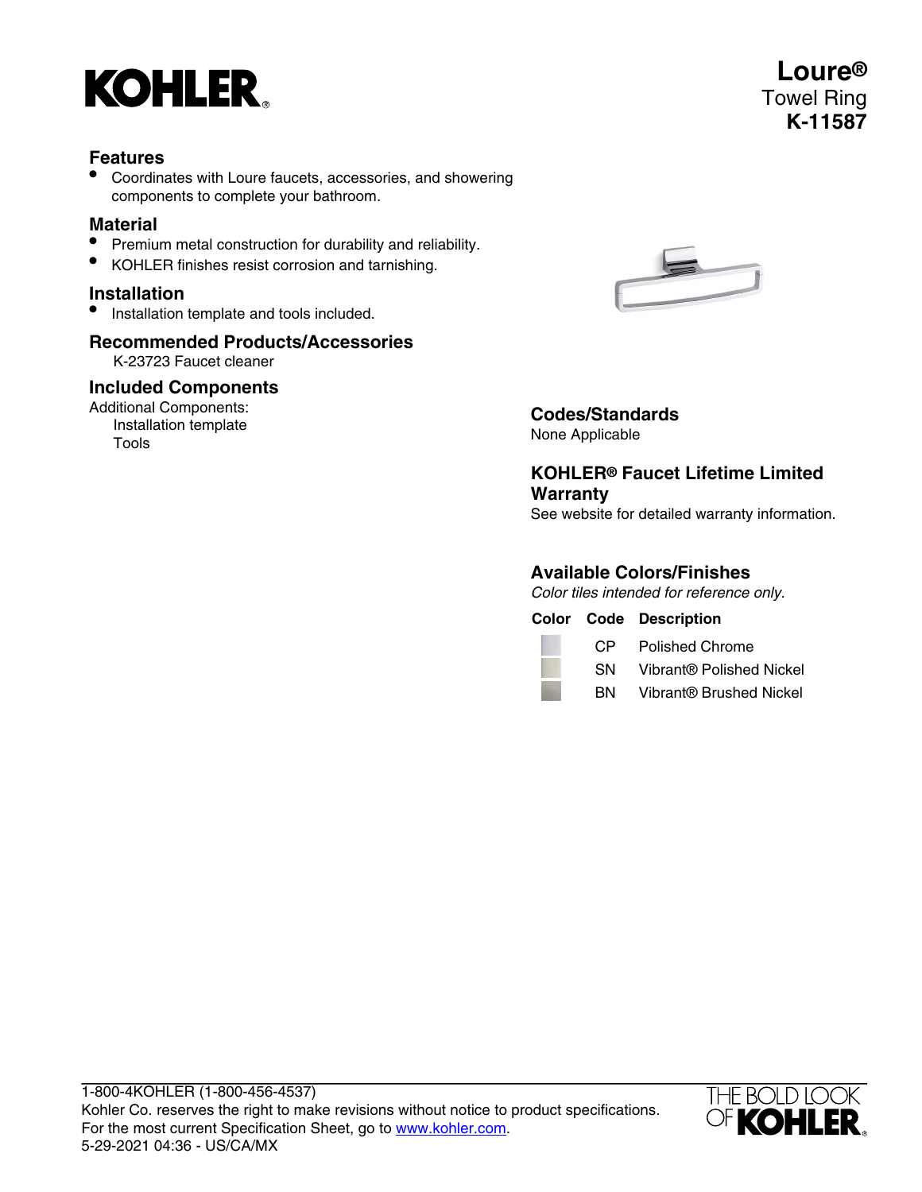# Loure®

Towel Ring

**K-11587**

## Features

- Coordinates with Loure faucets, accessories, and showering components to complete your bathroom.

## Material

- Premium metal construction for durability and reliability.
- KOHLER finishes resist corrosion and tarnishing.

## Installation

- Installation template and tools included.

## Recommended Products/Accessories

K-23723 Faucet cleaner

## Included Components

Additional Components:
Installation template
Tools

## Codes/Standards

None Applicable

## KOHLER® Faucet Lifetime Limited Warranty

See website for detailed warranty information.

## Available Colors/Finishes

*Color tiles intended for reference only.*

| Color | Code | Description |
|---|---|---|
| | CP | Polished Chrome |
| | SN | Vibrant® Polished Nickel |
| | BN | Vibrant® Brushed Nickel |

1-800-4KOHLER (1-800-456-4537)
Kohler Co. reserves the right to make revisions without notice to product specifications.
For the most current Specification Sheet, go to www.kohler.com.
5-29-2021 04:36 - US/CA/MX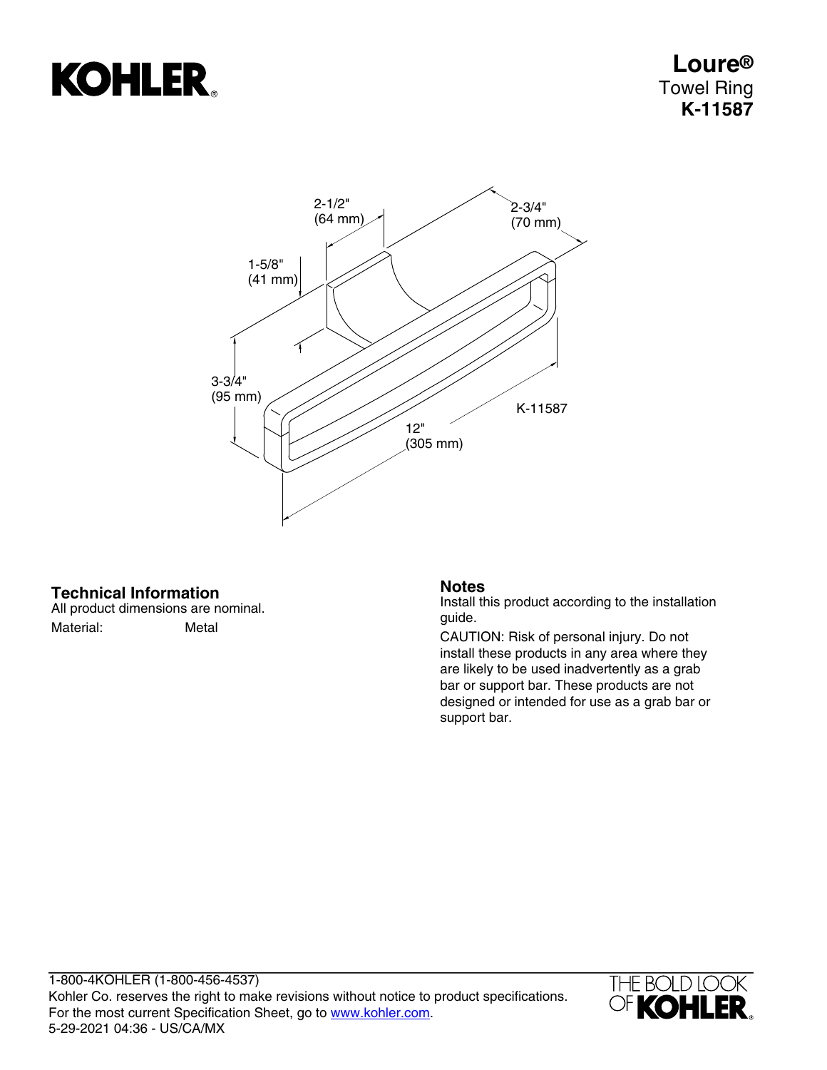# Loure®

Towel Ring

**K-11587**

2-1/2"
(64 mm)

2-3/4"
(70 mm)

1-5/8"
(41 mm)

3-3/4"
(95 mm)

K-11587

12"
(305 mm)

## Technical Information

All product dimensions are nominal.

| | |
|---|---|
| Material: | Metal |

## Notes

Install this product according to the installation guide.

CAUTION: Risk of personal injury. Do not install these products in any area where they are likely to be used inadvertently as a grab bar or support bar. These products are not designed or intended for use as a grab bar or support bar.

1-800-4KOHLER (1-800-456-4537)
Kohler Co. reserves the right to make revisions without notice to product specifications.
For the most current Specification Sheet, go to www.kohler.com.
5-29-2021 04:36 - US/CA/MX